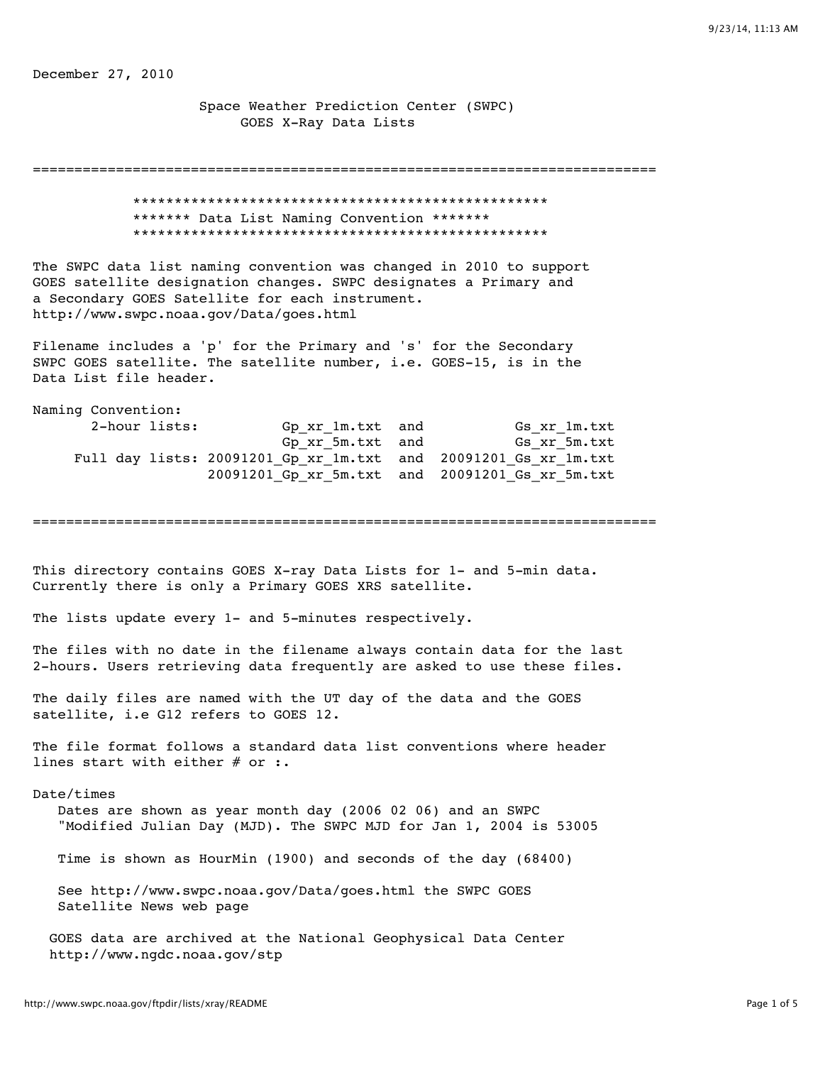December 27, 2010

Space Weather Prediction Center (SWPC)
GOES X-Ray Data Lists

=============================================================================

```
            **************************************************
            ******* Data List Naming Convention *******
            **************************************************
```

The SWPC data list naming convention was changed in 2010 to support GOES satellite designation changes. SWPC designates a Primary and a Secondary GOES Satellite for each instrument.
http://www.swpc.noaa.gov/Data/goes.html

Filename includes a 'p' for the Primary and 's' for the Secondary SWPC GOES satellite. The satellite number, i.e. GOES-15, is in the Data List file header.

```
Naming Convention:
       2-hour lists:          Gp_xr_1m.txt  and           Gs_xr_1m.txt
                              Gp_xr_5m.txt  and           Gs_xr_5m.txt
     Full day lists: 20091201_Gp_xr_1m.txt  and  20091201_Gs_xr_1m.txt
                     20091201_Gp_xr_5m.txt  and  20091201_Gs_xr_5m.txt
```

=============================================================================

This directory contains GOES X-ray Data Lists for 1- and 5-min data.
Currently there is only a Primary GOES XRS satellite.

The lists update every 1- and 5-minutes respectively.

The files with no date in the filename always contain data for the last 2-hours. Users retrieving data frequently are asked to use these files.

The daily files are named with the UT day of the data and the GOES satellite, i.e G12 refers to GOES 12.

The file format follows a standard data list conventions where header lines start with either # or :.

Date/times

Dates are shown as year month day (2006 02 06) and an SWPC "Modified Julian Day (MJD). The SWPC MJD for Jan 1, 2004 is 53005

Time is shown as HourMin (1900) and seconds of the day (68400)

See http://www.swpc.noaa.gov/Data/goes.html the SWPC GOES Satellite News web page

GOES data are archived at the National Geophysical Data Center
http://www.ngdc.noaa.gov/stp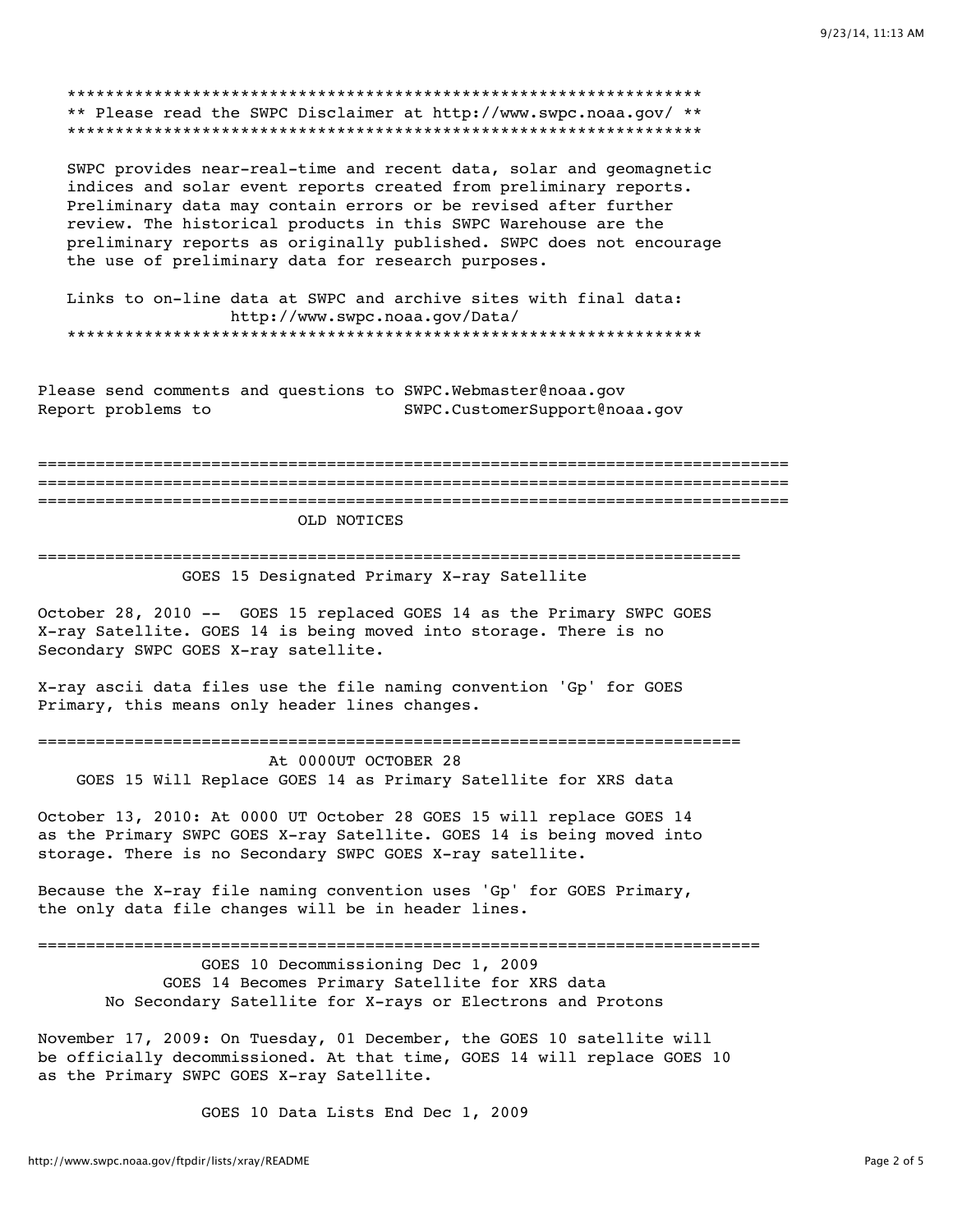\*\*\*\*\*\*\*\*\*\*\*\*\*\*\*\*\*\*\*\*\*\*\*\*\*\*\*\*\*\*\*\*\*\*\*\*\*\*\*\*\*\*\*\*\*\*\*\*\*\*\*\*\*\*\*\*\*\*\*\*\*\*\*\*\*\*\*

** Please read the SWPC Disclaimer at http://www.swpc.noaa.gov/ **

\*\*\*\*\*\*\*\*\*\*\*\*\*\*\*\*\*\*\*\*\*\*\*\*\*\*\*\*\*\*\*\*\*\*\*\*\*\*\*\*\*\*\*\*\*\*\*\*\*\*\*\*\*\*\*\*\*\*\*\*\*\*\*\*\*\*\*

SWPC provides near-real-time and recent data, solar and geomagnetic indices and solar event reports created from preliminary reports. Preliminary data may contain errors or be revised after further review. The historical products in this SWPC Warehouse are the preliminary reports as originally published. SWPC does not encourage the use of preliminary data for research purposes.

Links to on-line data at SWPC and archive sites with final data:
http://www.swpc.noaa.gov/Data/

\*\*\*\*\*\*\*\*\*\*\*\*\*\*\*\*\*\*\*\*\*\*\*\*\*\*\*\*\*\*\*\*\*\*\*\*\*\*\*\*\*\*\*\*\*\*\*\*\*\*\*\*\*\*\*\*\*\*\*\*\*\*\*\*\*\*\*

Please send comments and questions to SWPC.Webmaster@noaa.gov
Report problems to SWPC.CustomerSupport@noaa.gov

==============================================================================
==============================================================================
==============================================================================

OLD NOTICES

==========================================================================

GOES 15 Designated Primary X-ray Satellite

October 28, 2010 -- GOES 15 replaced GOES 14 as the Primary SWPC GOES X-ray Satellite. GOES 14 is being moved into storage. There is no Secondary SWPC GOES X-ray satellite.

X-ray ascii data files use the file naming convention 'Gp' for GOES Primary, this means only header lines changes.

==========================================================================

At 0000UT OCTOBER 28
GOES 15 Will Replace GOES 14 as Primary Satellite for XRS data

October 13, 2010: At 0000 UT October 28 GOES 15 will replace GOES 14 as the Primary SWPC GOES X-ray Satellite. GOES 14 is being moved into storage. There is no Secondary SWPC GOES X-ray satellite.

Because the X-ray file naming convention uses 'Gp' for GOES Primary, the only data file changes will be in header lines.

============================================================================

GOES 10 Decommissioning Dec 1, 2009
GOES 14 Becomes Primary Satellite for XRS data
No Secondary Satellite for X-rays or Electrons and Protons

November 17, 2009: On Tuesday, 01 December, the GOES 10 satellite will be officially decommissioned. At that time, GOES 14 will replace GOES 10 as the Primary SWPC GOES X-ray Satellite.

GOES 10 Data Lists End Dec 1, 2009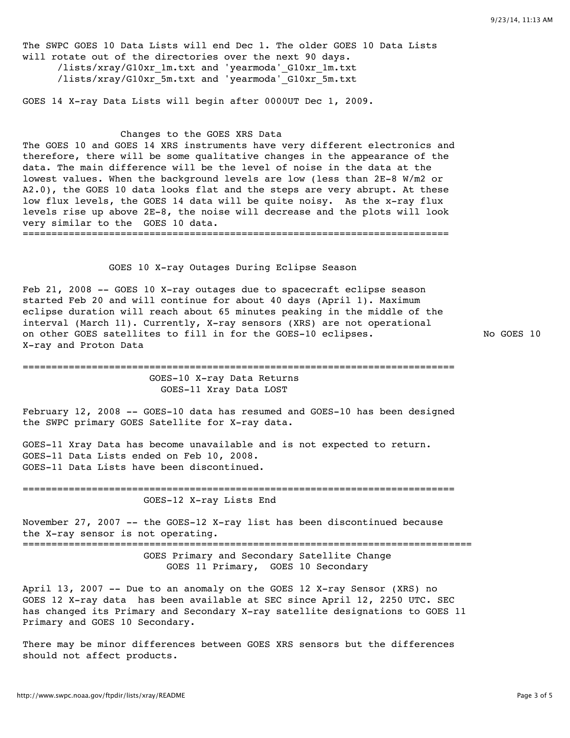The SWPC GOES 10 Data Lists will end Dec 1. The older GOES 10 Data Lists will rotate out of the directories over the next 90 days.

/lists/xray/G10xr_1m.txt and 'yearmoda'_G10xr_1m.txt
/lists/xray/G10xr_5m.txt and 'yearmoda'_G10xr_5m.txt

GOES 14 X-ray Data Lists will begin after 0000UT Dec 1, 2009.

## Changes to the GOES XRS Data

The GOES 10 and GOES 14 XRS instruments have very different electronics and therefore, there will be some qualitative changes in the appearance of the data. The main difference will be the level of noise in the data at the lowest values. When the background levels are low (less than 2E-8 W/m2 or A2.0), the GOES 10 data looks flat and the steps are very abrupt. At these low flux levels, the GOES 14 data will be quite noisy. As the x-ray flux levels rise up above 2E-8, the noise will decrease and the plots will look very similar to the GOES 10 data.

===========================================================================

## GOES 10 X-ray Outages During Eclipse Season

Feb 21, 2008 -- GOES 10 X-ray outages due to spacecraft eclipse season started Feb 20 and will continue for about 40 days (April 1). Maximum eclipse duration will reach about 65 minutes peaking in the middle of the interval (March 11). Currently, X-ray sensors (XRS) are not operational on other GOES satellites to fill in for the GOES-10 eclipses. No GOES 10 X-ray and Proton Data

===========================================================================

## GOES-10 X-ray Data Returns
## GOES-11 Xray Data LOST

February 12, 2008 -- GOES-10 data has resumed and GOES-10 has been designed the SWPC primary GOES Satellite for X-ray data.

GOES-11 Xray Data has become unavailable and is not expected to return.
GOES-11 Data Lists ended on Feb 10, 2008.
GOES-11 Data Lists have been discontinued.

===========================================================================

## GOES-12 X-ray Lists End

November 27, 2007 -- the GOES-12 X-ray list has been discontinued because the X-ray sensor is not operating.

===========================================================================

## GOES Primary and Secondary Satellite Change
## GOES 11 Primary, GOES 10 Secondary

April 13, 2007 -- Due to an anomaly on the GOES 12 X-ray Sensor (XRS) no GOES 12 X-ray data has been available at SEC since April 12, 2250 UTC. SEC has changed its Primary and Secondary X-ray satellite designations to GOES 11 Primary and GOES 10 Secondary.

There may be minor differences between GOES XRS sensors but the differences should not affect products.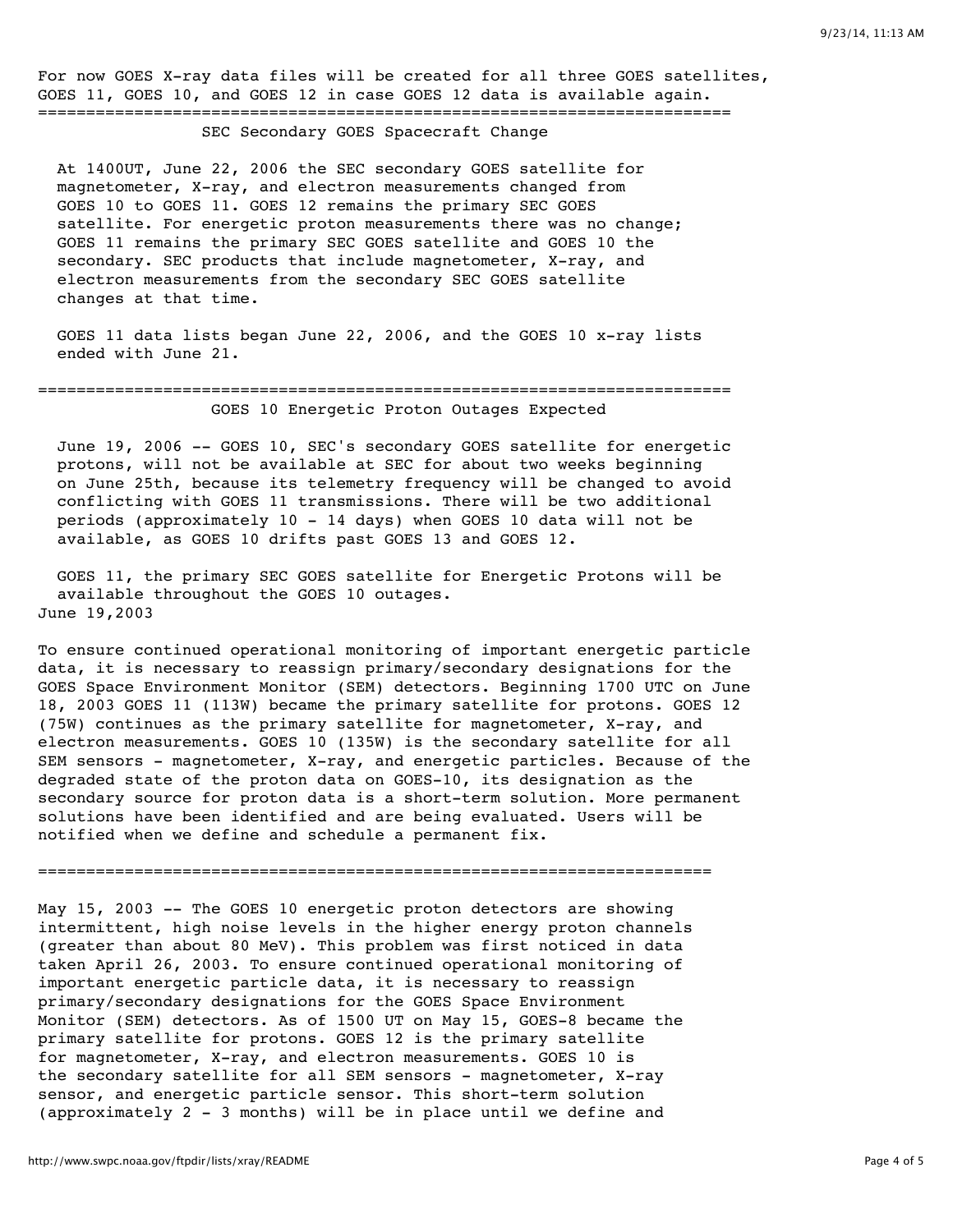For now GOES X-ray data files will be created for all three GOES satellites, GOES 11, GOES 10, and GOES 12 in case GOES 12 data is available again.

======================================================================

### SEC Secondary GOES Spacecraft Change

At 1400UT, June 22, 2006 the SEC secondary GOES satellite for magnetometer, X-ray, and electron measurements changed from GOES 10 to GOES 11. GOES 12 remains the primary SEC GOES satellite. For energetic proton measurements there was no change; GOES 11 remains the primary SEC GOES satellite and GOES 10 the secondary. SEC products that include magnetometer, X-ray, and electron measurements from the secondary SEC GOES satellite changes at that time.

GOES 11 data lists began June 22, 2006, and the GOES 10 x-ray lists ended with June 21.

======================================================================

### GOES 10 Energetic Proton Outages Expected

June 19, 2006 -- GOES 10, SEC's secondary GOES satellite for energetic protons, will not be available at SEC for about two weeks beginning on June 25th, because its telemetry frequency will be changed to avoid conflicting with GOES 11 transmissions. There will be two additional periods (approximately 10 - 14 days) when GOES 10 data will not be available, as GOES 10 drifts past GOES 13 and GOES 12.

GOES 11, the primary SEC GOES satellite for Energetic Protons will be available throughout the GOES 10 outages.

June 19,2003

To ensure continued operational monitoring of important energetic particle data, it is necessary to reassign primary/secondary designations for the GOES Space Environment Monitor (SEM) detectors. Beginning 1700 UTC on June 18, 2003 GOES 11 (113W) became the primary satellite for protons. GOES 12 (75W) continues as the primary satellite for magnetometer, X-ray, and electron measurements. GOES 10 (135W) is the secondary satellite for all SEM sensors - magnetometer, X-ray, and energetic particles. Because of the degraded state of the proton data on GOES-10, its designation as the secondary source for proton data is a short-term solution. More permanent solutions have been identified and are being evaluated. Users will be notified when we define and schedule a permanent fix.

======================================================================

May 15, 2003 -- The GOES 10 energetic proton detectors are showing intermittent, high noise levels in the higher energy proton channels (greater than about 80 MeV). This problem was first noticed in data taken April 26, 2003. To ensure continued operational monitoring of important energetic particle data, it is necessary to reassign primary/secondary designations for the GOES Space Environment Monitor (SEM) detectors. As of 1500 UT on May 15, GOES-8 became the primary satellite for protons. GOES 12 is the primary satellite for magnetometer, X-ray, and electron measurements. GOES 10 is the secondary satellite for all SEM sensors - magnetometer, X-ray sensor, and energetic particle sensor. This short-term solution (approximately 2 - 3 months) will be in place until we define and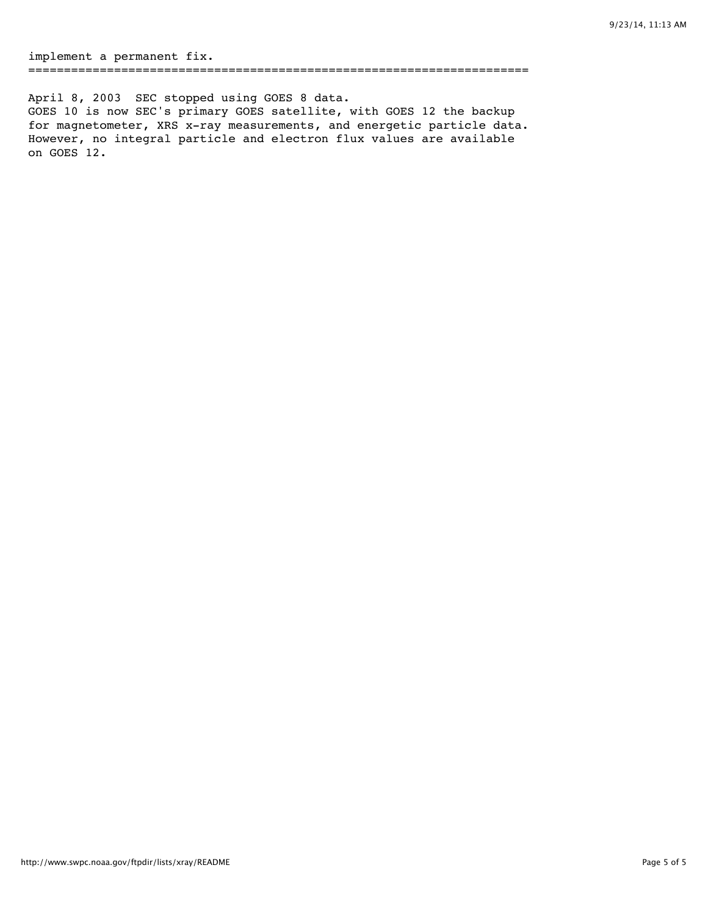implement a permanent fix.

```
======================================================================
```

April 8, 2003  SEC stopped using GOES 8 data.
GOES 10 is now SEC's primary GOES satellite, with GOES 12 the backup
for magnetometer, XRS x-ray measurements, and energetic particle data.
However, no integral particle and electron flux values are available
on GOES 12.